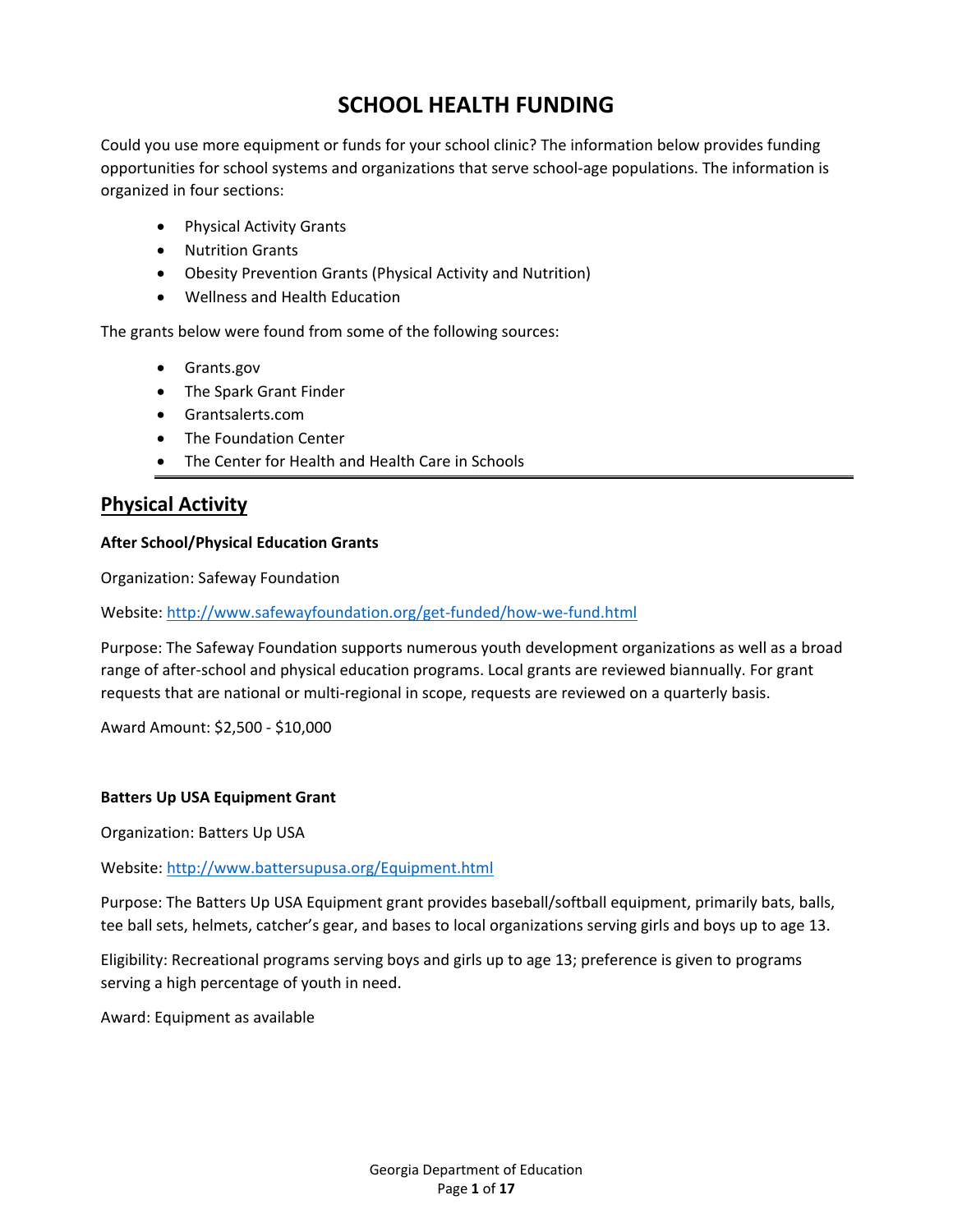# SCHOOL HEALTH FUNDING

Could you use more equipment or funds for your school clinic? The information below provides funding opportunities for school systems and organizations that serve school-age populations. The information is organized in four sections:

- Physical Activity Grants
- Nutrition Grants
- Obesity Prevention Grants (Physical Activity and Nutrition)
- Wellness and Health Education

The grants below were found from some of the following sources:

- Grants.gov
- The Spark Grant Finder
- Grantsalerts.com
- The Foundation Center
- The Center for Health and Health Care in Schools

---

## Physical Activity

**After School/Physical Education Grants**

Organization: Safeway Foundation

Website: http://www.safewayfoundation.org/get-funded/how-we-fund.html

Purpose: The Safeway Foundation supports numerous youth development organizations as well as a broad range of after-school and physical education programs. Local grants are reviewed biannually. For grant requests that are national or multi-regional in scope, requests are reviewed on a quarterly basis.

Award Amount: $2,500 - $10,000

**Batters Up USA Equipment Grant**

Organization: Batters Up USA

Website: http://www.battersupusa.org/Equipment.html

Purpose: The Batters Up USA Equipment grant provides baseball/softball equipment, primarily bats, balls, tee ball sets, helmets, catcher's gear, and bases to local organizations serving girls and boys up to age 13.

Eligibility: Recreational programs serving boys and girls up to age 13; preference is given to programs serving a high percentage of youth in need.

Award: Equipment as available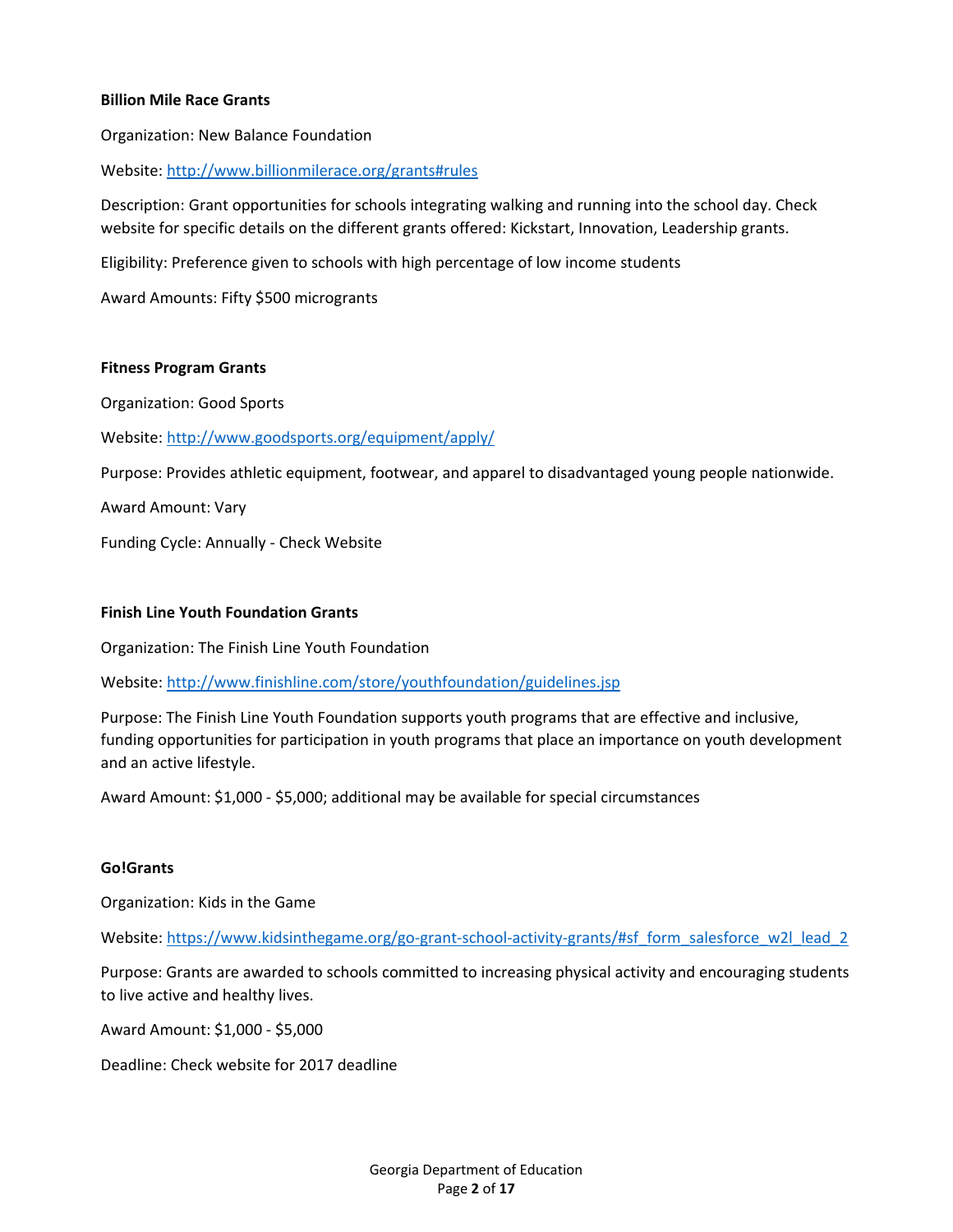**Billion Mile Race Grants**

Organization: New Balance Foundation

Website: [http://www.billionmilerace.org/grants#rules](http://www.billionmilerace.org/grants#rules)

Description: Grant opportunities for schools integrating walking and running into the school day. Check website for specific details on the different grants offered: Kickstart, Innovation, Leadership grants.

Eligibility: Preference given to schools with high percentage of low income students

Award Amounts: Fifty $500 microgrants

**Fitness Program Grants**

Organization: Good Sports

Website: [http://www.goodsports.org/equipment/apply/](http://www.goodsports.org/equipment/apply/)

Purpose: Provides athletic equipment, footwear, and apparel to disadvantaged young people nationwide.

Award Amount: Vary

Funding Cycle: Annually - Check Website

**Finish Line Youth Foundation Grants**

Organization: The Finish Line Youth Foundation

Website: [http://www.finishline.com/store/youthfoundation/guidelines.jsp](http://www.finishline.com/store/youthfoundation/guidelines.jsp)

Purpose: The Finish Line Youth Foundation supports youth programs that are effective and inclusive, funding opportunities for participation in youth programs that place an importance on youth development and an active lifestyle.

Award Amount: $1,000 - $5,000; additional may be available for special circumstances

**Go!Grants**

Organization: Kids in the Game

Website: [https://www.kidsinthegame.org/go-grant-school-activity-grants/#sf_form_salesforce_w2l_lead_2](https://www.kidsinthegame.org/go-grant-school-activity-grants/#sf_form_salesforce_w2l_lead_2)

Purpose: Grants are awarded to schools committed to increasing physical activity and encouraging students to live active and healthy lives.

Award Amount: $1,000 - $5,000

Deadline: Check website for 2017 deadline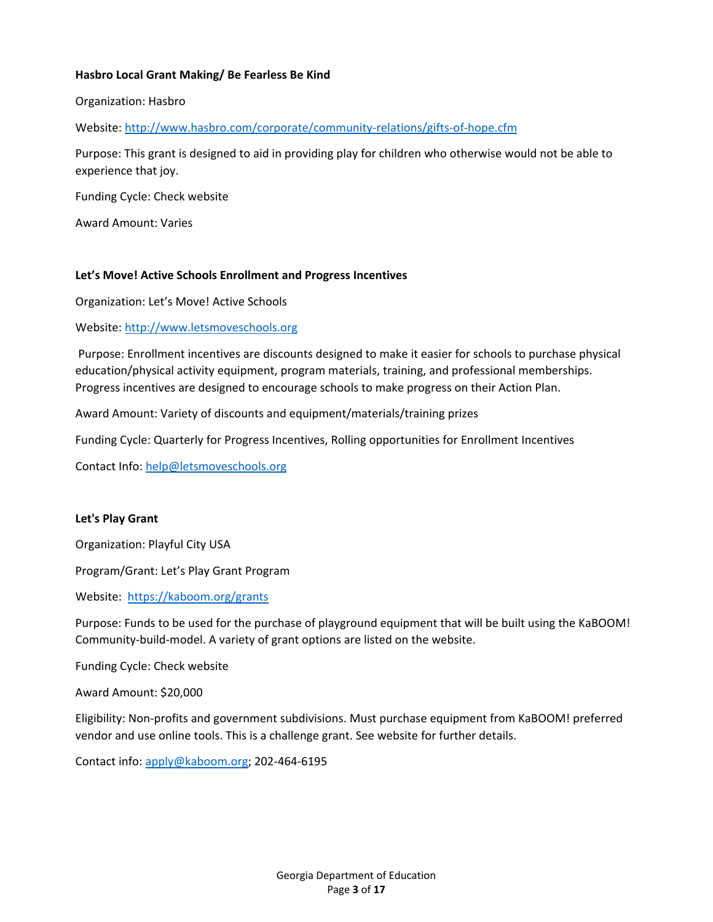**Hasbro Local Grant Making/ Be Fearless Be Kind**

Organization: Hasbro

Website: http://www.hasbro.com/corporate/community-relations/gifts-of-hope.cfm

Purpose: This grant is designed to aid in providing play for children who otherwise would not be able to experience that joy.

Funding Cycle: Check website

Award Amount: Varies

**Let's Move! Active Schools Enrollment and Progress Incentives**

Organization: Let's Move! Active Schools

Website: http://www.letsmoveschools.org

Purpose: Enrollment incentives are discounts designed to make it easier for schools to purchase physical education/physical activity equipment, program materials, training, and professional memberships. Progress incentives are designed to encourage schools to make progress on their Action Plan.

Award Amount: Variety of discounts and equipment/materials/training prizes

Funding Cycle: Quarterly for Progress Incentives, Rolling opportunities for Enrollment Incentives

Contact Info: help@letsmoveschools.org

**Let's Play Grant**

Organization: Playful City USA

Program/Grant: Let's Play Grant Program

Website: https://kaboom.org/grants

Purpose: Funds to be used for the purchase of playground equipment that will be built using the KaBOOM! Community-build-model. A variety of grant options are listed on the website.

Funding Cycle: Check website

Award Amount: $20,000

Eligibility: Non-profits and government subdivisions. Must purchase equipment from KaBOOM! preferred vendor and use online tools. This is a challenge grant. See website for further details.

Contact info: apply@kaboom.org; 202-464-6195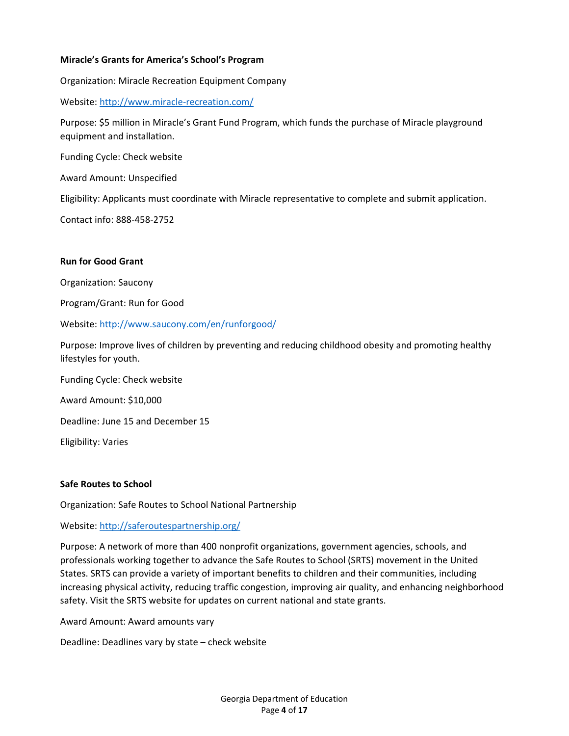**Miracle's Grants for America's School's Program**

Organization: Miracle Recreation Equipment Company

Website: http://www.miracle-recreation.com/

Purpose: $5 million in Miracle's Grant Fund Program, which funds the purchase of Miracle playground equipment and installation.

Funding Cycle: Check website

Award Amount: Unspecified

Eligibility: Applicants must coordinate with Miracle representative to complete and submit application.

Contact info: 888-458-2752

**Run for Good Grant**

Organization: Saucony

Program/Grant: Run for Good

Website: http://www.saucony.com/en/runforgood/

Purpose: Improve lives of children by preventing and reducing childhood obesity and promoting healthy lifestyles for youth.

Funding Cycle: Check website

Award Amount: $10,000

Deadline: June 15 and December 15

Eligibility: Varies

**Safe Routes to School**

Organization: Safe Routes to School National Partnership

Website: http://saferoutespartnership.org/

Purpose: A network of more than 400 nonprofit organizations, government agencies, schools, and professionals working together to advance the Safe Routes to School (SRTS) movement in the United States. SRTS can provide a variety of important benefits to children and their communities, including increasing physical activity, reducing traffic congestion, improving air quality, and enhancing neighborhood safety. Visit the SRTS website for updates on current national and state grants.

Award Amount: Award amounts vary

Deadline: Deadlines vary by state – check website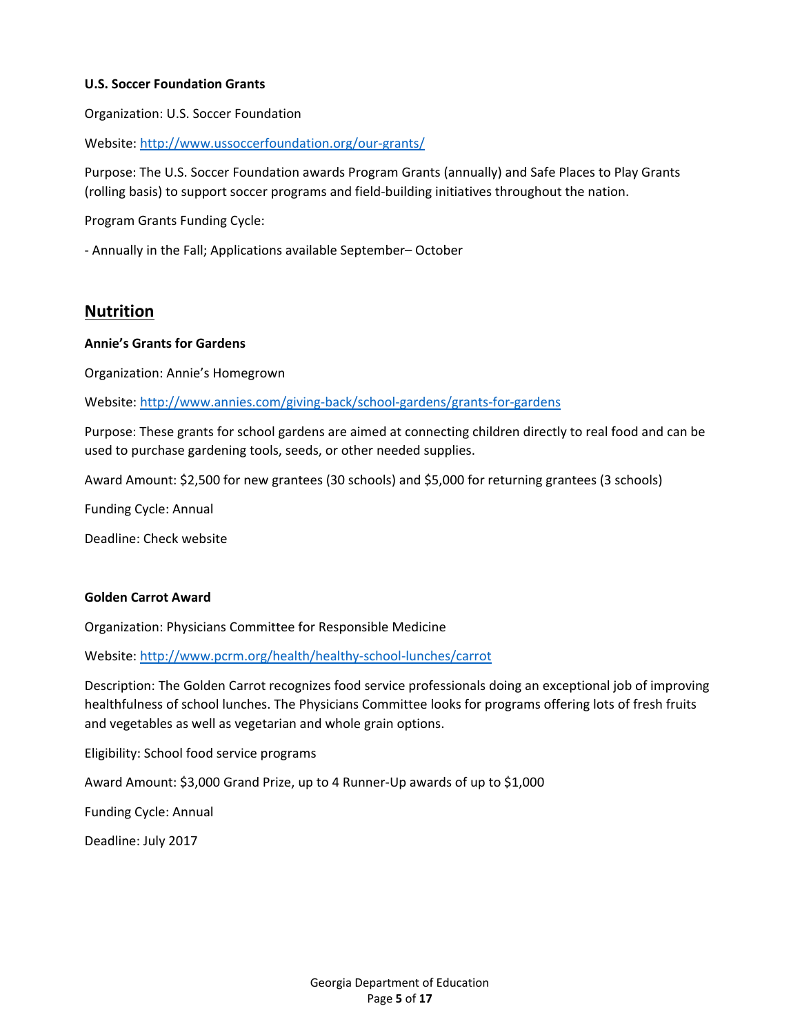**U.S. Soccer Foundation Grants**

Organization: U.S. Soccer Foundation

Website: http://www.ussoccerfoundation.org/our-grants/

Purpose: The U.S. Soccer Foundation awards Program Grants (annually) and Safe Places to Play Grants (rolling basis) to support soccer programs and field-building initiatives throughout the nation.

Program Grants Funding Cycle:

- Annually in the Fall; Applications available September– October

## Nutrition

**Annie's Grants for Gardens**

Organization: Annie's Homegrown

Website: http://www.annies.com/giving-back/school-gardens/grants-for-gardens

Purpose: These grants for school gardens are aimed at connecting children directly to real food and can be used to purchase gardening tools, seeds, or other needed supplies.

Award Amount: $2,500 for new grantees (30 schools) and $5,000 for returning grantees (3 schools)

Funding Cycle: Annual

Deadline: Check website

**Golden Carrot Award**

Organization: Physicians Committee for Responsible Medicine

Website: http://www.pcrm.org/health/healthy-school-lunches/carrot

Description: The Golden Carrot recognizes food service professionals doing an exceptional job of improving healthfulness of school lunches. The Physicians Committee looks for programs offering lots of fresh fruits and vegetables as well as vegetarian and whole grain options.

Eligibility: School food service programs

Award Amount: $3,000 Grand Prize, up to 4 Runner-Up awards of up to $1,000

Funding Cycle: Annual

Deadline: July 2017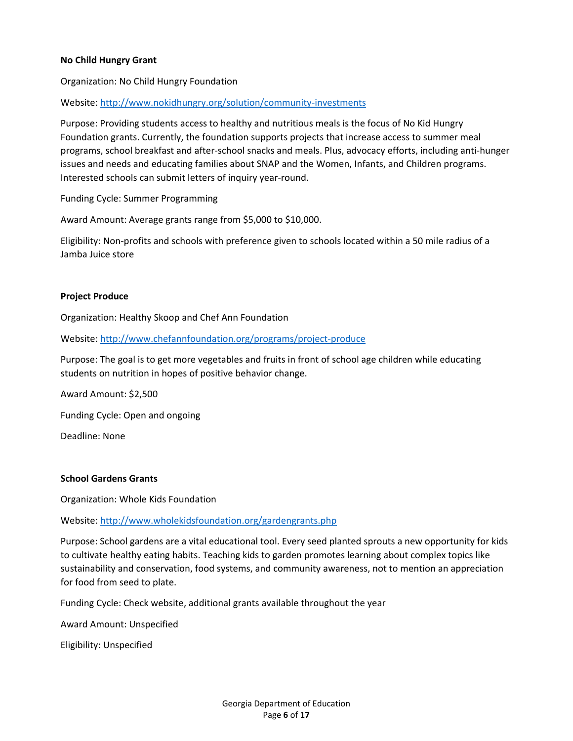**No Child Hungry Grant**

Organization: No Child Hungry Foundation

Website: http://www.nokidhungry.org/solution/community-investments

Purpose: Providing students access to healthy and nutritious meals is the focus of No Kid Hungry Foundation grants. Currently, the foundation supports projects that increase access to summer meal programs, school breakfast and after-school snacks and meals. Plus, advocacy efforts, including anti-hunger issues and needs and educating families about SNAP and the Women, Infants, and Children programs. Interested schools can submit letters of inquiry year-round.

Funding Cycle: Summer Programming

Award Amount: Average grants range from $5,000 to $10,000.

Eligibility: Non-profits and schools with preference given to schools located within a 50 mile radius of a Jamba Juice store

**Project Produce**

Organization: Healthy Skoop and Chef Ann Foundation

Website: http://www.chefannfoundation.org/programs/project-produce

Purpose: The goal is to get more vegetables and fruits in front of school age children while educating students on nutrition in hopes of positive behavior change.

Award Amount: $2,500

Funding Cycle: Open and ongoing

Deadline: None

**School Gardens Grants**

Organization: Whole Kids Foundation

Website: http://www.wholekidsfoundation.org/gardengrants.php

Purpose: School gardens are a vital educational tool. Every seed planted sprouts a new opportunity for kids to cultivate healthy eating habits. Teaching kids to garden promotes learning about complex topics like sustainability and conservation, food systems, and community awareness, not to mention an appreciation for food from seed to plate.

Funding Cycle: Check website, additional grants available throughout the year

Award Amount: Unspecified

Eligibility: Unspecified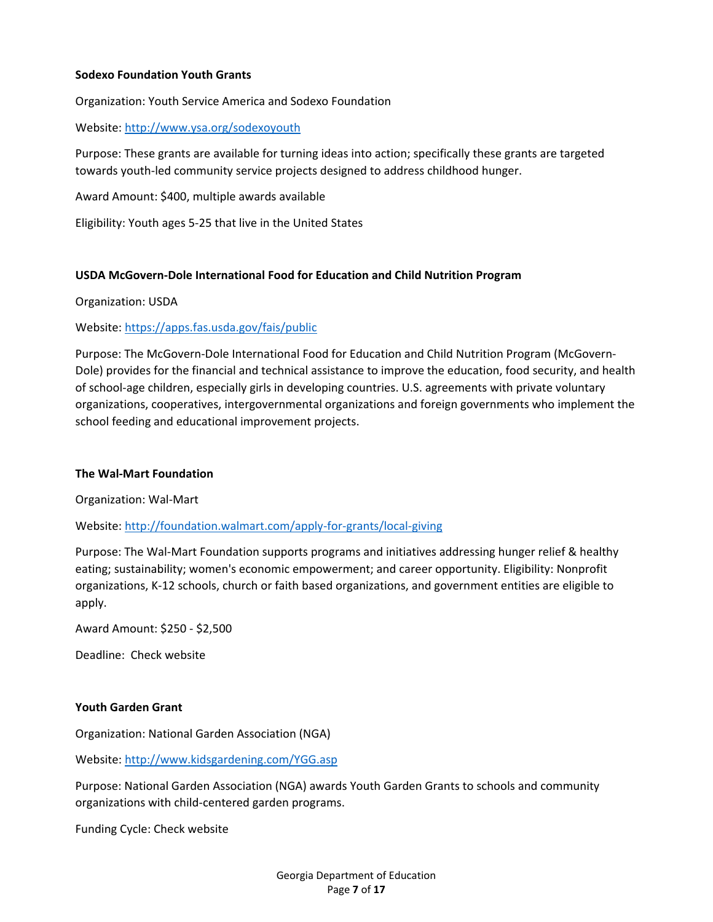**Sodexo Foundation Youth Grants**

Organization: Youth Service America and Sodexo Foundation

Website: http://www.ysa.org/sodexoyouth

Purpose: These grants are available for turning ideas into action; specifically these grants are targeted towards youth-led community service projects designed to address childhood hunger.

Award Amount: $400, multiple awards available

Eligibility: Youth ages 5-25 that live in the United States

**USDA McGovern-Dole International Food for Education and Child Nutrition Program**

Organization: USDA

Website: https://apps.fas.usda.gov/fais/public

Purpose: The McGovern-Dole International Food for Education and Child Nutrition Program (McGovern-Dole) provides for the financial and technical assistance to improve the education, food security, and health of school-age children, especially girls in developing countries. U.S. agreements with private voluntary organizations, cooperatives, intergovernmental organizations and foreign governments who implement the school feeding and educational improvement projects.

**The Wal-Mart Foundation**

Organization: Wal-Mart

Website: http://foundation.walmart.com/apply-for-grants/local-giving

Purpose: The Wal-Mart Foundation supports programs and initiatives addressing hunger relief & healthy eating; sustainability; women's economic empowerment; and career opportunity. Eligibility: Nonprofit organizations, K-12 schools, church or faith based organizations, and government entities are eligible to apply.

Award Amount: $250 - $2,500

Deadline: Check website

**Youth Garden Grant**

Organization: National Garden Association (NGA)

Website: http://www.kidsgardening.com/YGG.asp

Purpose: National Garden Association (NGA) awards Youth Garden Grants to schools and community organizations with child-centered garden programs.

Funding Cycle: Check website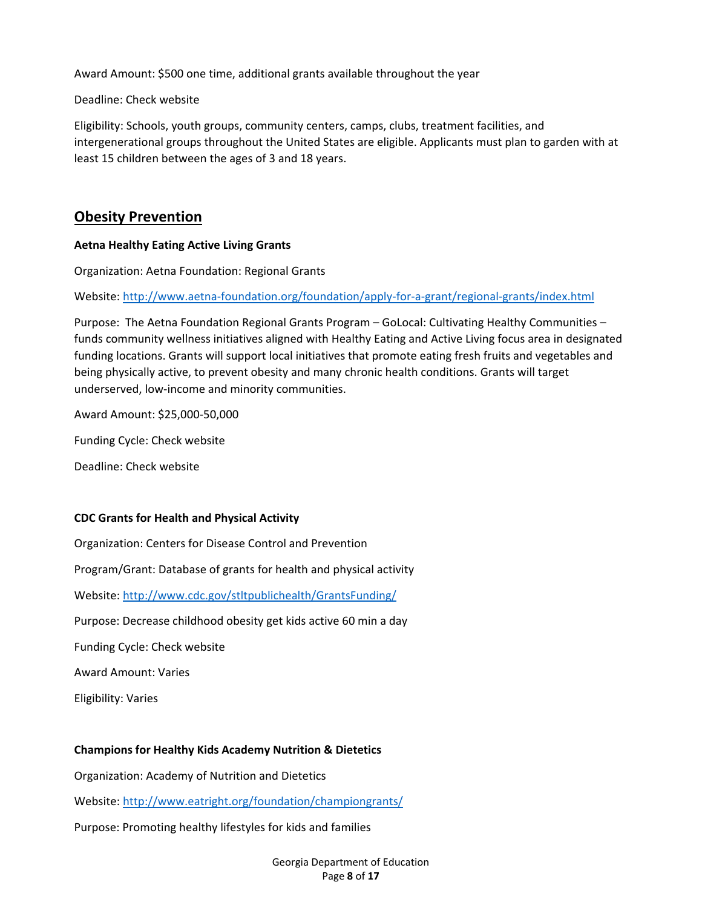Award Amount: $500 one time, additional grants available throughout the year

Deadline: Check website

Eligibility: Schools, youth groups, community centers, camps, clubs, treatment facilities, and intergenerational groups throughout the United States are eligible. Applicants must plan to garden with at least 15 children between the ages of 3 and 18 years.

## Obesity Prevention

**Aetna Healthy Eating Active Living Grants**

Organization: Aetna Foundation: Regional Grants

Website: http://www.aetna-foundation.org/foundation/apply-for-a-grant/regional-grants/index.html

Purpose: The Aetna Foundation Regional Grants Program – GoLocal: Cultivating Healthy Communities – funds community wellness initiatives aligned with Healthy Eating and Active Living focus area in designated funding locations. Grants will support local initiatives that promote eating fresh fruits and vegetables and being physically active, to prevent obesity and many chronic health conditions. Grants will target underserved, low-income and minority communities.

Award Amount: $25,000-50,000

Funding Cycle: Check website

Deadline: Check website

**CDC Grants for Health and Physical Activity**

Organization: Centers for Disease Control and Prevention

Program/Grant: Database of grants for health and physical activity

Website: http://www.cdc.gov/stltpublichealth/GrantsFunding/

Purpose: Decrease childhood obesity get kids active 60 min a day

Funding Cycle: Check website

Award Amount: Varies

Eligibility: Varies

**Champions for Healthy Kids Academy Nutrition & Dietetics**

Organization: Academy of Nutrition and Dietetics

Website: http://www.eatright.org/foundation/championgrants/

Purpose: Promoting healthy lifestyles for kids and families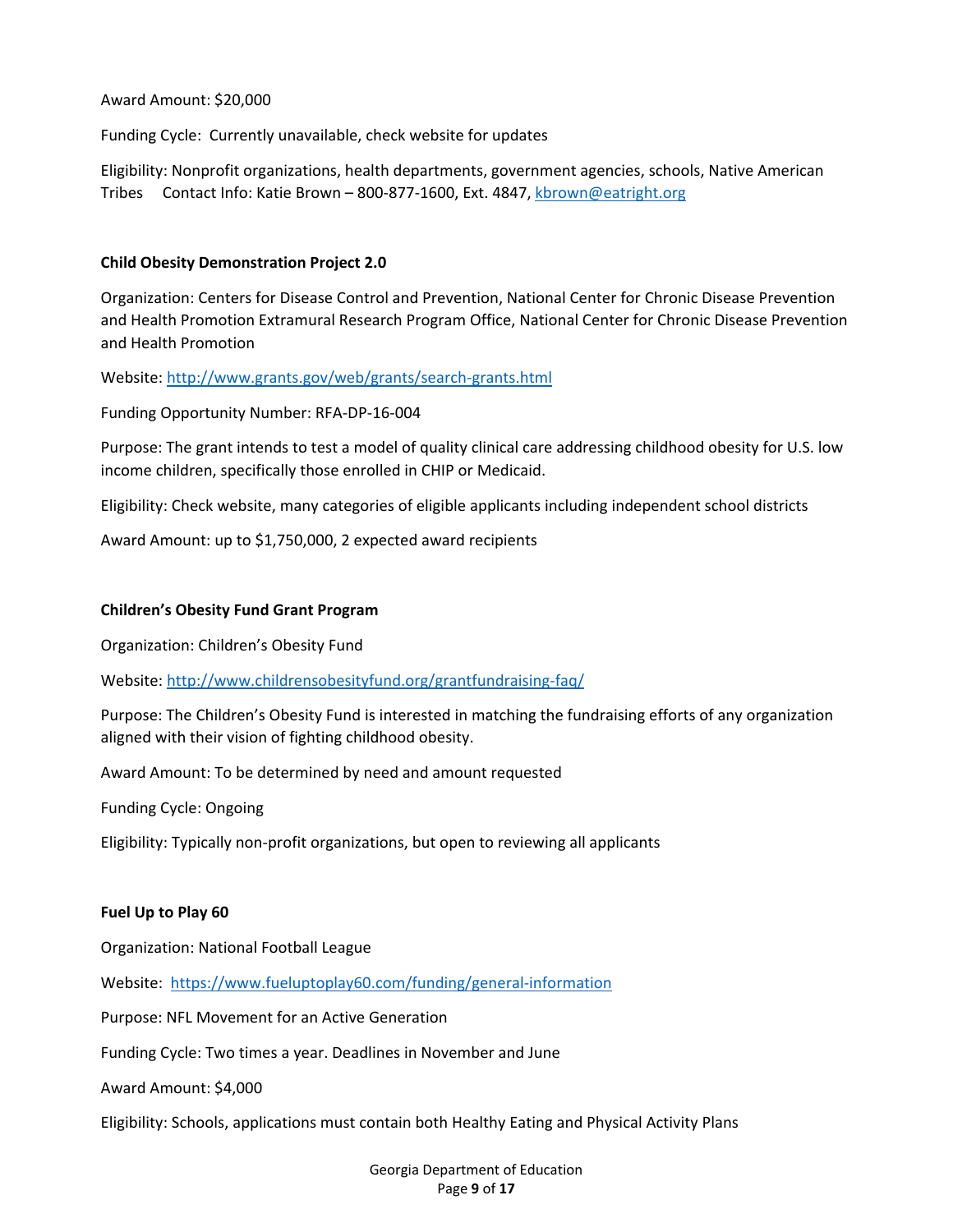Award Amount: $20,000

Funding Cycle: Currently unavailable, check website for updates

Eligibility: Nonprofit organizations, health departments, government agencies, schools, Native American Tribes Contact Info: Katie Brown – 800-877-1600, Ext. 4847, kbrown@eatright.org

**Child Obesity Demonstration Project 2.0**

Organization: Centers for Disease Control and Prevention, National Center for Chronic Disease Prevention and Health Promotion Extramural Research Program Office, National Center for Chronic Disease Prevention and Health Promotion

Website: http://www.grants.gov/web/grants/search-grants.html

Funding Opportunity Number: RFA-DP-16-004

Purpose: The grant intends to test a model of quality clinical care addressing childhood obesity for U.S. low income children, specifically those enrolled in CHIP or Medicaid.

Eligibility: Check website, many categories of eligible applicants including independent school districts

Award Amount: up to $1,750,000, 2 expected award recipients

**Children's Obesity Fund Grant Program**

Organization: Children's Obesity Fund

Website: http://www.childrensobesityfund.org/grantfundraising-faq/

Purpose: The Children's Obesity Fund is interested in matching the fundraising efforts of any organization aligned with their vision of fighting childhood obesity.

Award Amount: To be determined by need and amount requested

Funding Cycle: Ongoing

Eligibility: Typically non-profit organizations, but open to reviewing all applicants

**Fuel Up to Play 60**

Organization: National Football League

Website: https://www.fueluptoplay60.com/funding/general-information

Purpose: NFL Movement for an Active Generation

Funding Cycle: Two times a year. Deadlines in November and June

Award Amount: $4,000

Eligibility: Schools, applications must contain both Healthy Eating and Physical Activity Plans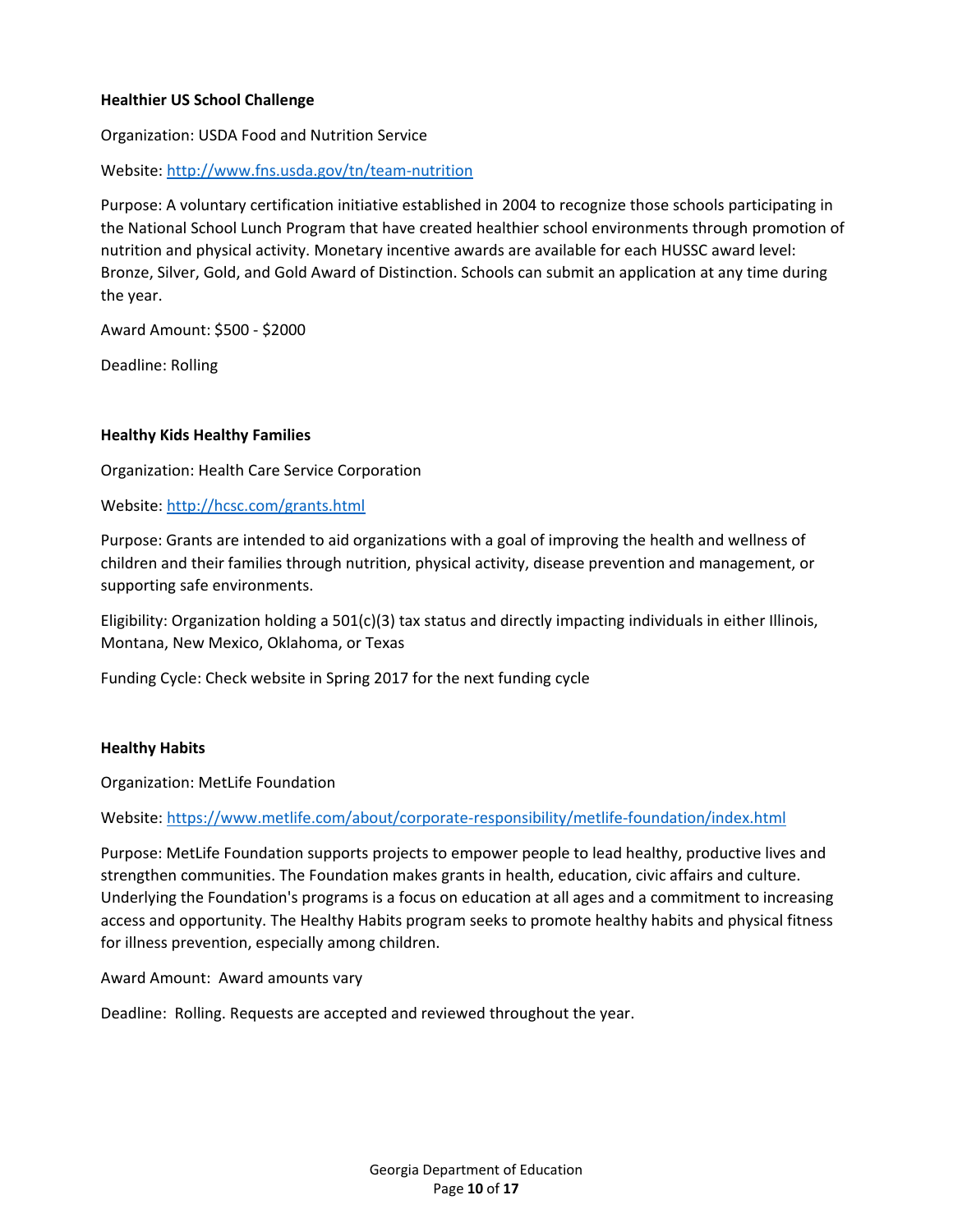**Healthier US School Challenge**

Organization: USDA Food and Nutrition Service

Website: [http://www.fns.usda.gov/tn/team-nutrition](http://www.fns.usda.gov/tn/team-nutrition)

Purpose: A voluntary certification initiative established in 2004 to recognize those schools participating in the National School Lunch Program that have created healthier school environments through promotion of nutrition and physical activity. Monetary incentive awards are available for each HUSSC award level: Bronze, Silver, Gold, and Gold Award of Distinction. Schools can submit an application at any time during the year.

Award Amount: $500 - $2000

Deadline: Rolling

**Healthy Kids Healthy Families**

Organization: Health Care Service Corporation

Website: [http://hcsc.com/grants.html](http://hcsc.com/grants.html)

Purpose: Grants are intended to aid organizations with a goal of improving the health and wellness of children and their families through nutrition, physical activity, disease prevention and management, or supporting safe environments.

Eligibility: Organization holding a 501(c)(3) tax status and directly impacting individuals in either Illinois, Montana, New Mexico, Oklahoma, or Texas

Funding Cycle: Check website in Spring 2017 for the next funding cycle

**Healthy Habits**

Organization: MetLife Foundation

Website: [https://www.metlife.com/about/corporate-responsibility/metlife-foundation/index.html](https://www.metlife.com/about/corporate-responsibility/metlife-foundation/index.html)

Purpose: MetLife Foundation supports projects to empower people to lead healthy, productive lives and strengthen communities. The Foundation makes grants in health, education, civic affairs and culture. Underlying the Foundation's programs is a focus on education at all ages and a commitment to increasing access and opportunity. The Healthy Habits program seeks to promote healthy habits and physical fitness for illness prevention, especially among children.

Award Amount: Award amounts vary

Deadline: Rolling. Requests are accepted and reviewed throughout the year.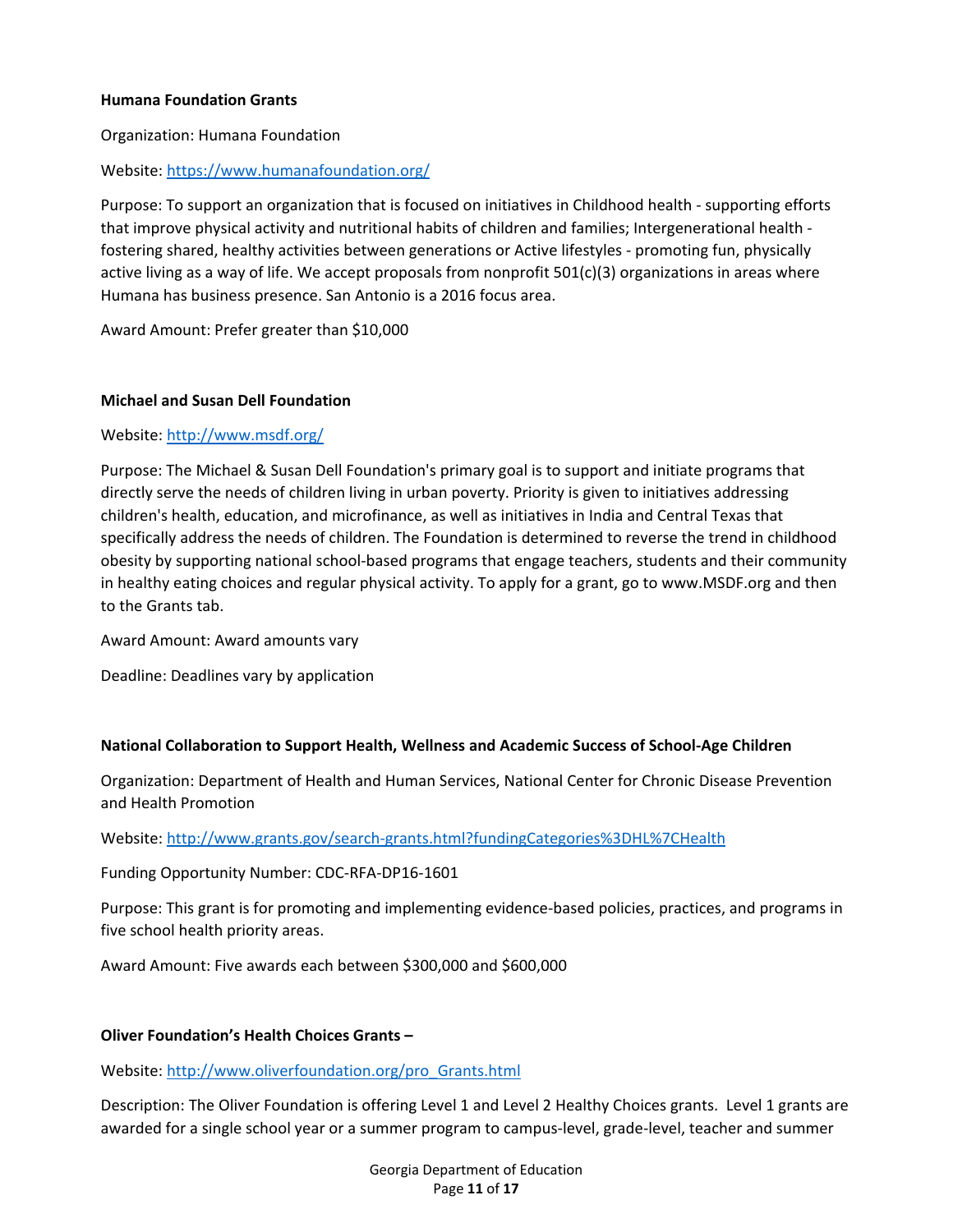**Humana Foundation Grants**

Organization: Humana Foundation

Website: https://www.humanafoundation.org/

Purpose: To support an organization that is focused on initiatives in Childhood health - supporting efforts that improve physical activity and nutritional habits of children and families; Intergenerational health - fostering shared, healthy activities between generations or Active lifestyles - promoting fun, physically active living as a way of life. We accept proposals from nonprofit 501(c)(3) organizations in areas where Humana has business presence. San Antonio is a 2016 focus area.

Award Amount: Prefer greater than $10,000

**Michael and Susan Dell Foundation**

Website: http://www.msdf.org/

Purpose: The Michael & Susan Dell Foundation's primary goal is to support and initiate programs that directly serve the needs of children living in urban poverty. Priority is given to initiatives addressing children's health, education, and microfinance, as well as initiatives in India and Central Texas that specifically address the needs of children. The Foundation is determined to reverse the trend in childhood obesity by supporting national school-based programs that engage teachers, students and their community in healthy eating choices and regular physical activity. To apply for a grant, go to www.MSDF.org and then to the Grants tab.

Award Amount: Award amounts vary

Deadline: Deadlines vary by application

**National Collaboration to Support Health, Wellness and Academic Success of School-Age Children**

Organization: Department of Health and Human Services, National Center for Chronic Disease Prevention and Health Promotion

Website: http://www.grants.gov/search-grants.html?fundingCategories%3DHL%7CHealth

Funding Opportunity Number: CDC-RFA-DP16-1601

Purpose: This grant is for promoting and implementing evidence-based policies, practices, and programs in five school health priority areas.

Award Amount: Five awards each between $300,000 and $600,000

**Oliver Foundation's Health Choices Grants –**

Website: http://www.oliverfoundation.org/pro_Grants.html

Description: The Oliver Foundation is offering Level 1 and Level 2 Healthy Choices grants. Level 1 grants are awarded for a single school year or a summer program to campus-level, grade-level, teacher and summer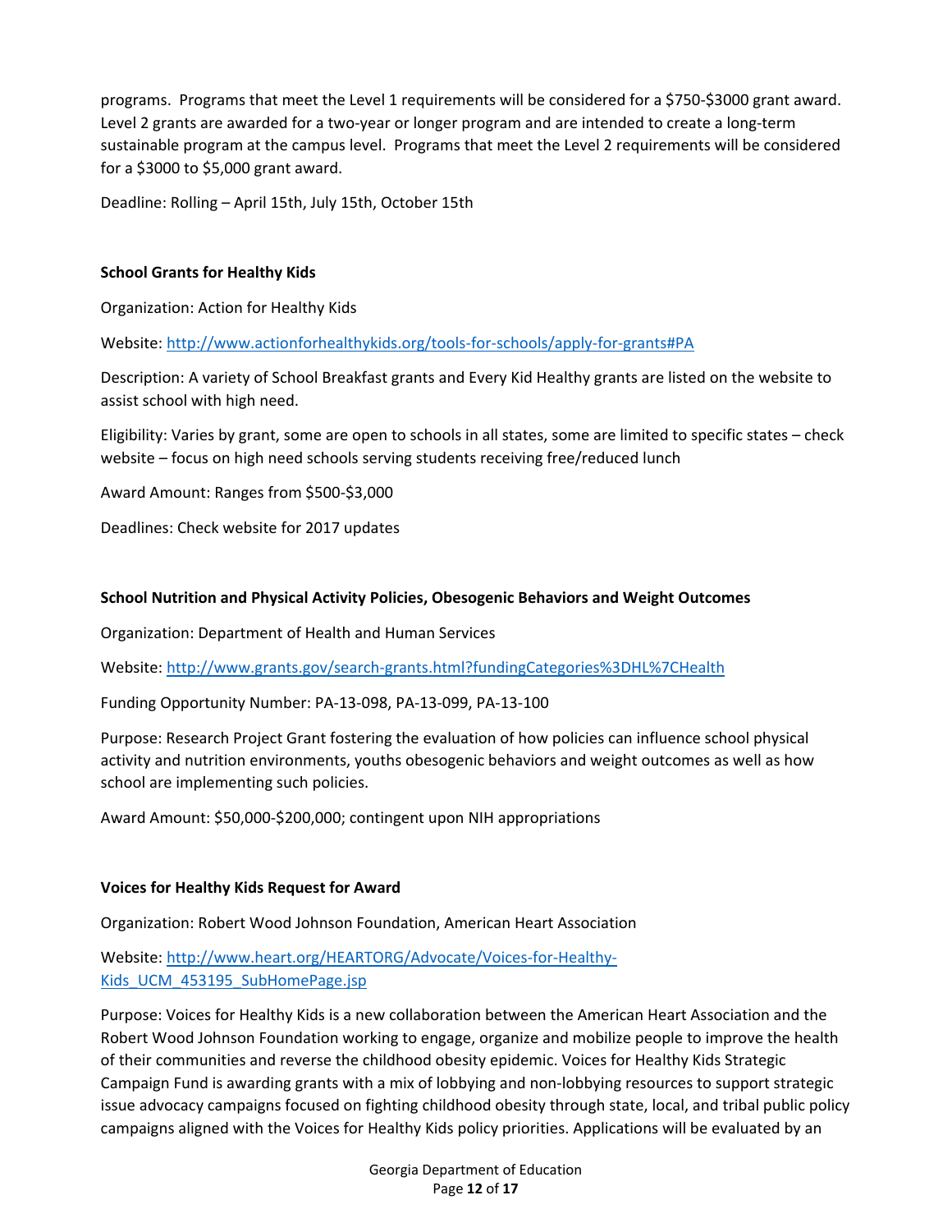programs. Programs that meet the Level 1 requirements will be considered for a $750-$3000 grant award. Level 2 grants are awarded for a two-year or longer program and are intended to create a long-term sustainable program at the campus level. Programs that meet the Level 2 requirements will be considered for a $3000 to $5,000 grant award.

Deadline: Rolling – April 15th, July 15th, October 15th

**School Grants for Healthy Kids**

Organization: Action for Healthy Kids

Website: http://www.actionforhealthykids.org/tools-for-schools/apply-for-grants#PA

Description: A variety of School Breakfast grants and Every Kid Healthy grants are listed on the website to assist school with high need.

Eligibility: Varies by grant, some are open to schools in all states, some are limited to specific states – check website – focus on high need schools serving students receiving free/reduced lunch

Award Amount: Ranges from $500-$3,000

Deadlines: Check website for 2017 updates

**School Nutrition and Physical Activity Policies, Obesogenic Behaviors and Weight Outcomes**

Organization: Department of Health and Human Services

Website: http://www.grants.gov/search-grants.html?fundingCategories%3DHL%7CHealth

Funding Opportunity Number: PA-13-098, PA-13-099, PA-13-100

Purpose: Research Project Grant fostering the evaluation of how policies can influence school physical activity and nutrition environments, youths obesogenic behaviors and weight outcomes as well as how school are implementing such policies.

Award Amount: $50,000-$200,000; contingent upon NIH appropriations

**Voices for Healthy Kids Request for Award**

Organization: Robert Wood Johnson Foundation, American Heart Association

Website: http://www.heart.org/HEARTORG/Advocate/Voices-for-Healthy-Kids_UCM_453195_SubHomePage.jsp

Purpose: Voices for Healthy Kids is a new collaboration between the American Heart Association and the Robert Wood Johnson Foundation working to engage, organize and mobilize people to improve the health of their communities and reverse the childhood obesity epidemic. Voices for Healthy Kids Strategic Campaign Fund is awarding grants with a mix of lobbying and non-lobbying resources to support strategic issue advocacy campaigns focused on fighting childhood obesity through state, local, and tribal public policy campaigns aligned with the Voices for Healthy Kids policy priorities. Applications will be evaluated by an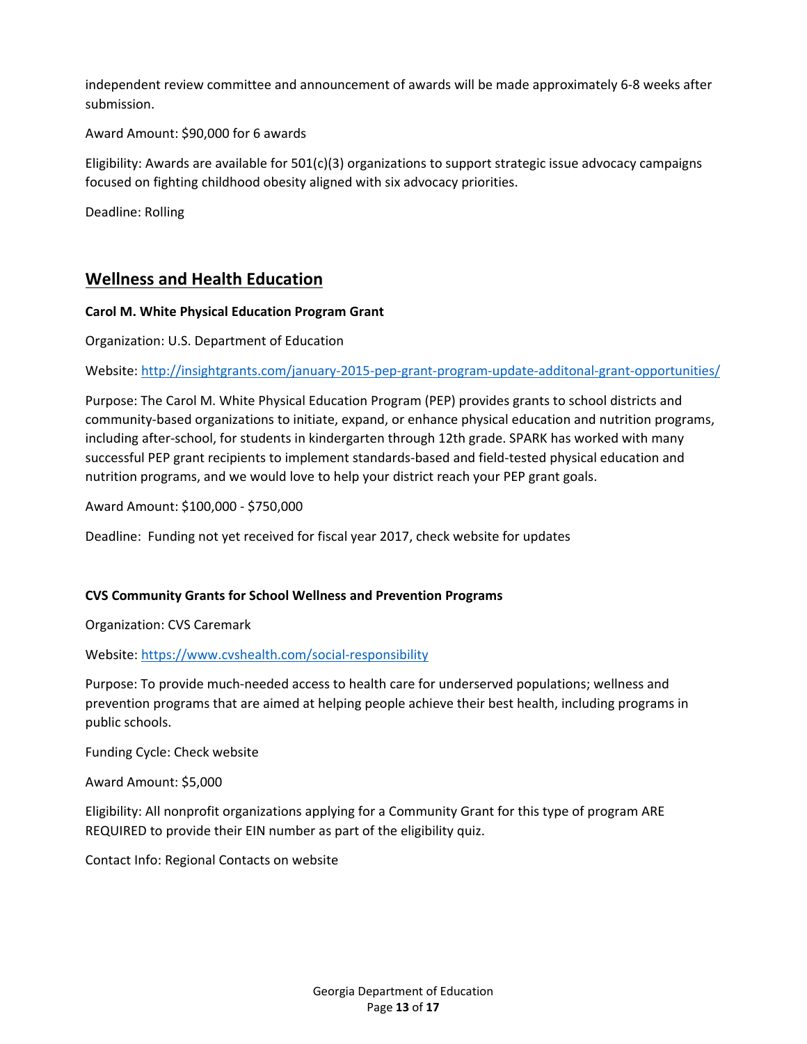independent review committee and announcement of awards will be made approximately 6-8 weeks after submission.

Award Amount: $90,000 for 6 awards

Eligibility: Awards are available for 501(c)(3) organizations to support strategic issue advocacy campaigns focused on fighting childhood obesity aligned with six advocacy priorities.

Deadline: Rolling

## Wellness and Health Education

**Carol M. White Physical Education Program Grant**

Organization: U.S. Department of Education

Website: http://insightgrants.com/january-2015-pep-grant-program-update-additonal-grant-opportunities/

Purpose: The Carol M. White Physical Education Program (PEP) provides grants to school districts and community-based organizations to initiate, expand, or enhance physical education and nutrition programs, including after-school, for students in kindergarten through 12th grade. SPARK has worked with many successful PEP grant recipients to implement standards-based and field-tested physical education and nutrition programs, and we would love to help your district reach your PEP grant goals.

Award Amount: $100,000 - $750,000

Deadline: Funding not yet received for fiscal year 2017, check website for updates

**CVS Community Grants for School Wellness and Prevention Programs**

Organization: CVS Caremark

Website: https://www.cvshealth.com/social-responsibility

Purpose: To provide much-needed access to health care for underserved populations; wellness and prevention programs that are aimed at helping people achieve their best health, including programs in public schools.

Funding Cycle: Check website

Award Amount: $5,000

Eligibility: All nonprofit organizations applying for a Community Grant for this type of program ARE REQUIRED to provide their EIN number as part of the eligibility quiz.

Contact Info: Regional Contacts on website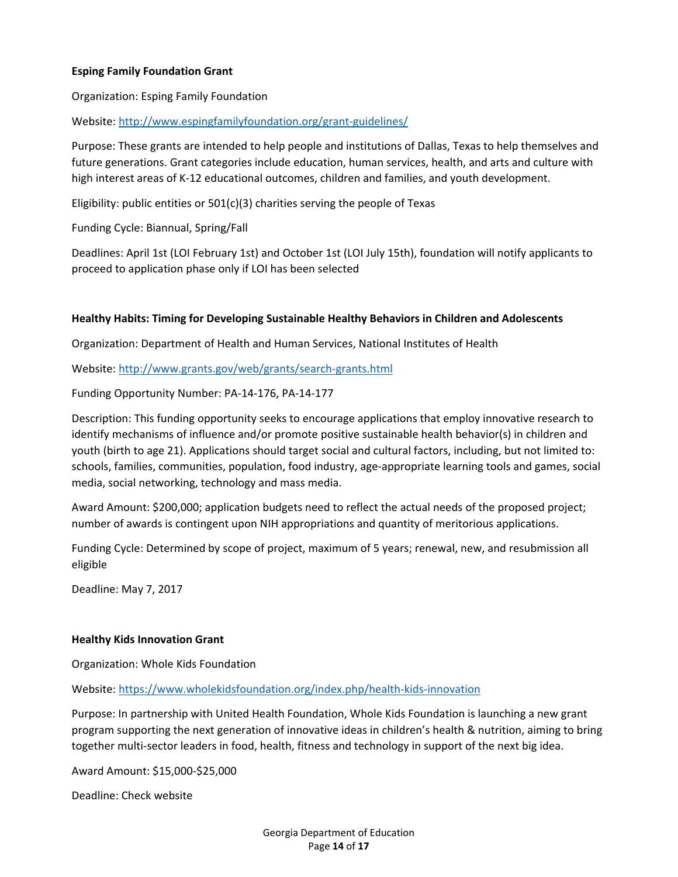**Esping Family Foundation Grant**

Organization: Esping Family Foundation

Website: http://www.espingfamilyfoundation.org/grant-guidelines/

Purpose: These grants are intended to help people and institutions of Dallas, Texas to help themselves and future generations. Grant categories include education, human services, health, and arts and culture with high interest areas of K-12 educational outcomes, children and families, and youth development.

Eligibility: public entities or 501(c)(3) charities serving the people of Texas

Funding Cycle: Biannual, Spring/Fall

Deadlines: April 1st (LOI February 1st) and October 1st (LOI July 15th), foundation will notify applicants to proceed to application phase only if LOI has been selected

**Healthy Habits: Timing for Developing Sustainable Healthy Behaviors in Children and Adolescents**

Organization: Department of Health and Human Services, National Institutes of Health

Website: http://www.grants.gov/web/grants/search-grants.html

Funding Opportunity Number: PA-14-176, PA-14-177

Description: This funding opportunity seeks to encourage applications that employ innovative research to identify mechanisms of influence and/or promote positive sustainable health behavior(s) in children and youth (birth to age 21). Applications should target social and cultural factors, including, but not limited to: schools, families, communities, population, food industry, age-appropriate learning tools and games, social media, social networking, technology and mass media.

Award Amount: $200,000; application budgets need to reflect the actual needs of the proposed project; number of awards is contingent upon NIH appropriations and quantity of meritorious applications.

Funding Cycle: Determined by scope of project, maximum of 5 years; renewal, new, and resubmission all eligible

Deadline: May 7, 2017

**Healthy Kids Innovation Grant**

Organization: Whole Kids Foundation

Website: https://www.wholekidsfoundation.org/index.php/health-kids-innovation

Purpose: In partnership with United Health Foundation, Whole Kids Foundation is launching a new grant program supporting the next generation of innovative ideas in children's health & nutrition, aiming to bring together multi-sector leaders in food, health, fitness and technology in support of the next big idea.

Award Amount: $15,000-$25,000

Deadline: Check website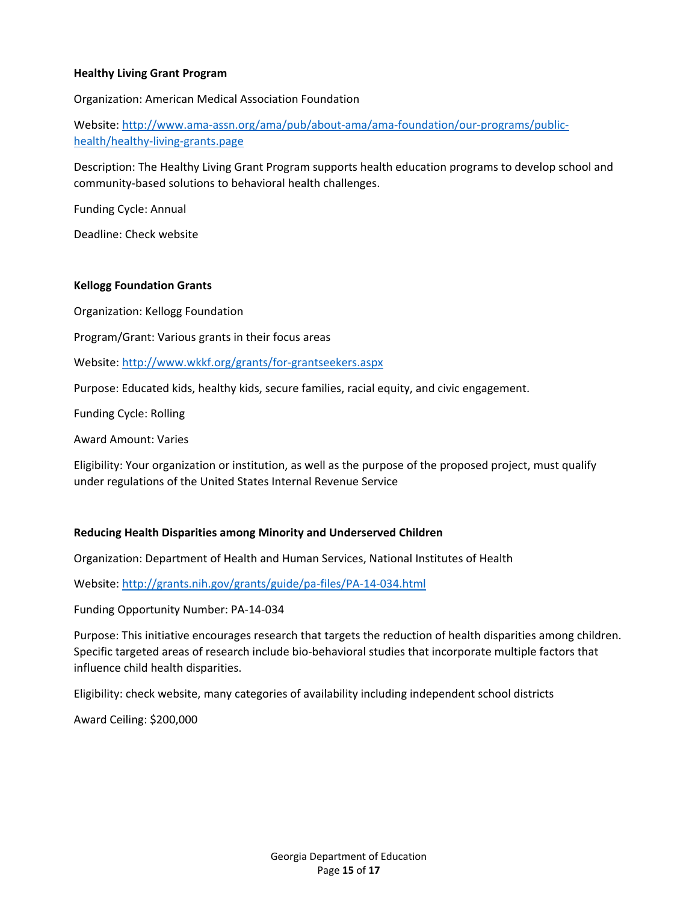**Healthy Living Grant Program**

Organization: American Medical Association Foundation

Website: [http://www.ama-assn.org/ama/pub/about-ama/ama-foundation/our-programs/public-health/healthy-living-grants.page](http://www.ama-assn.org/ama/pub/about-ama/ama-foundation/our-programs/public-health/healthy-living-grants.page)

Description: The Healthy Living Grant Program supports health education programs to develop school and community-based solutions to behavioral health challenges.

Funding Cycle: Annual

Deadline: Check website

**Kellogg Foundation Grants**

Organization: Kellogg Foundation

Program/Grant: Various grants in their focus areas

Website: [http://www.wkkf.org/grants/for-grantseekers.aspx](http://www.wkkf.org/grants/for-grantseekers.aspx)

Purpose: Educated kids, healthy kids, secure families, racial equity, and civic engagement.

Funding Cycle: Rolling

Award Amount: Varies

Eligibility: Your organization or institution, as well as the purpose of the proposed project, must qualify under regulations of the United States Internal Revenue Service

**Reducing Health Disparities among Minority and Underserved Children**

Organization: Department of Health and Human Services, National Institutes of Health

Website: [http://grants.nih.gov/grants/guide/pa-files/PA-14-034.html](http://grants.nih.gov/grants/guide/pa-files/PA-14-034.html)

Funding Opportunity Number: PA-14-034

Purpose: This initiative encourages research that targets the reduction of health disparities among children. Specific targeted areas of research include bio-behavioral studies that incorporate multiple factors that influence child health disparities.

Eligibility: check website, many categories of availability including independent school districts

Award Ceiling: $200,000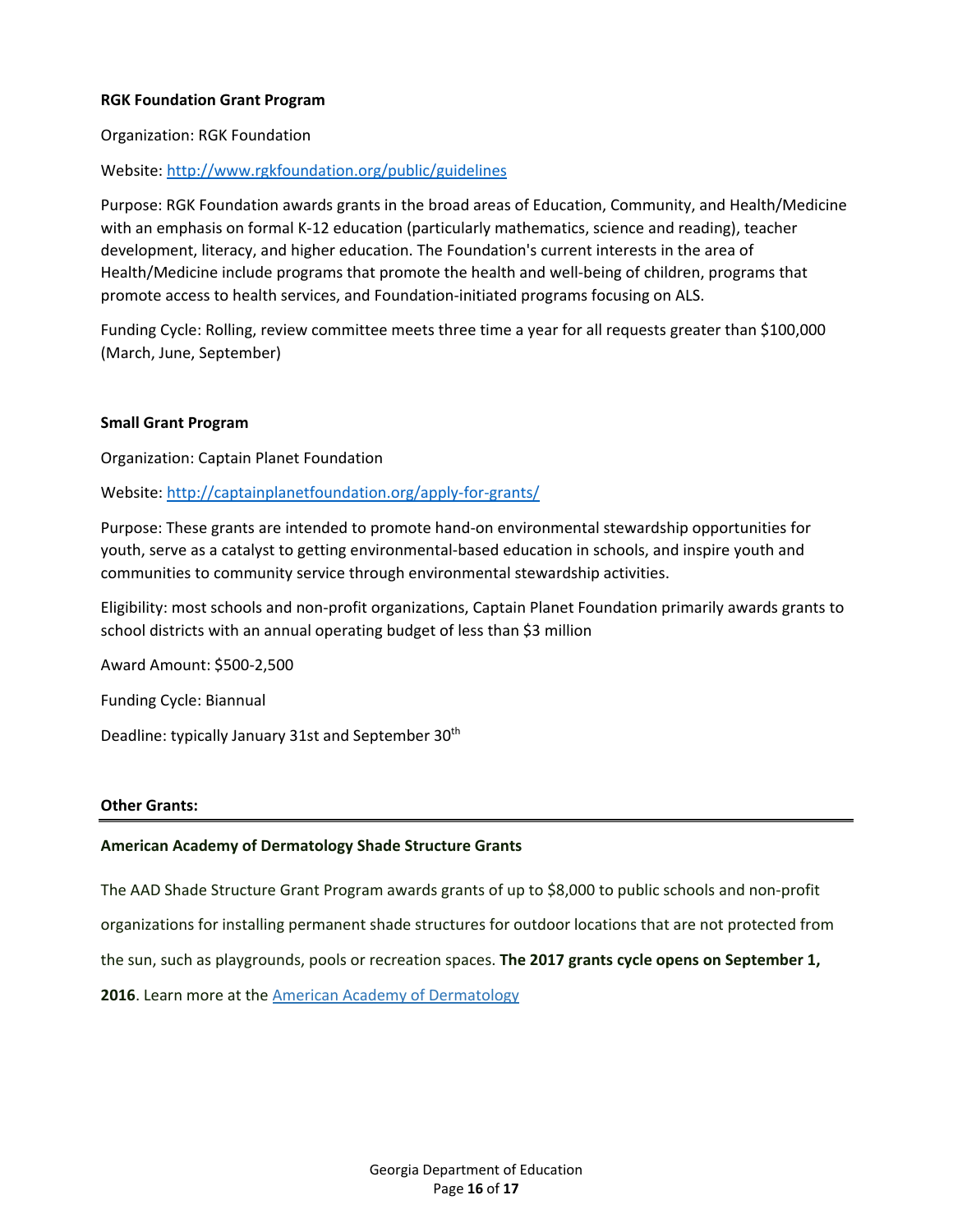**RGK Foundation Grant Program**

Organization: RGK Foundation

Website: http://www.rgkfoundation.org/public/guidelines

Purpose: RGK Foundation awards grants in the broad areas of Education, Community, and Health/Medicine with an emphasis on formal K-12 education (particularly mathematics, science and reading), teacher development, literacy, and higher education. The Foundation's current interests in the area of Health/Medicine include programs that promote the health and well-being of children, programs that promote access to health services, and Foundation-initiated programs focusing on ALS.

Funding Cycle: Rolling, review committee meets three time a year for all requests greater than $100,000 (March, June, September)

**Small Grant Program**

Organization: Captain Planet Foundation

Website: http://captainplanetfoundation.org/apply-for-grants/

Purpose: These grants are intended to promote hand-on environmental stewardship opportunities for youth, serve as a catalyst to getting environmental-based education in schools, and inspire youth and communities to community service through environmental stewardship activities.

Eligibility: most schools and non-profit organizations, Captain Planet Foundation primarily awards grants to school districts with an annual operating budget of less than $3 million

Award Amount: $500-2,500

Funding Cycle: Biannual

Deadline: typically January 31st and September 30th

**Other Grants:**

---

**American Academy of Dermatology Shade Structure Grants**

The AAD Shade Structure Grant Program awards grants of up to $8,000 to public schools and non-profit organizations for installing permanent shade structures for outdoor locations that are not protected from the sun, such as playgrounds, pools or recreation spaces. **The 2017 grants cycle opens on September 1, 2016**. Learn more at the American Academy of Dermatology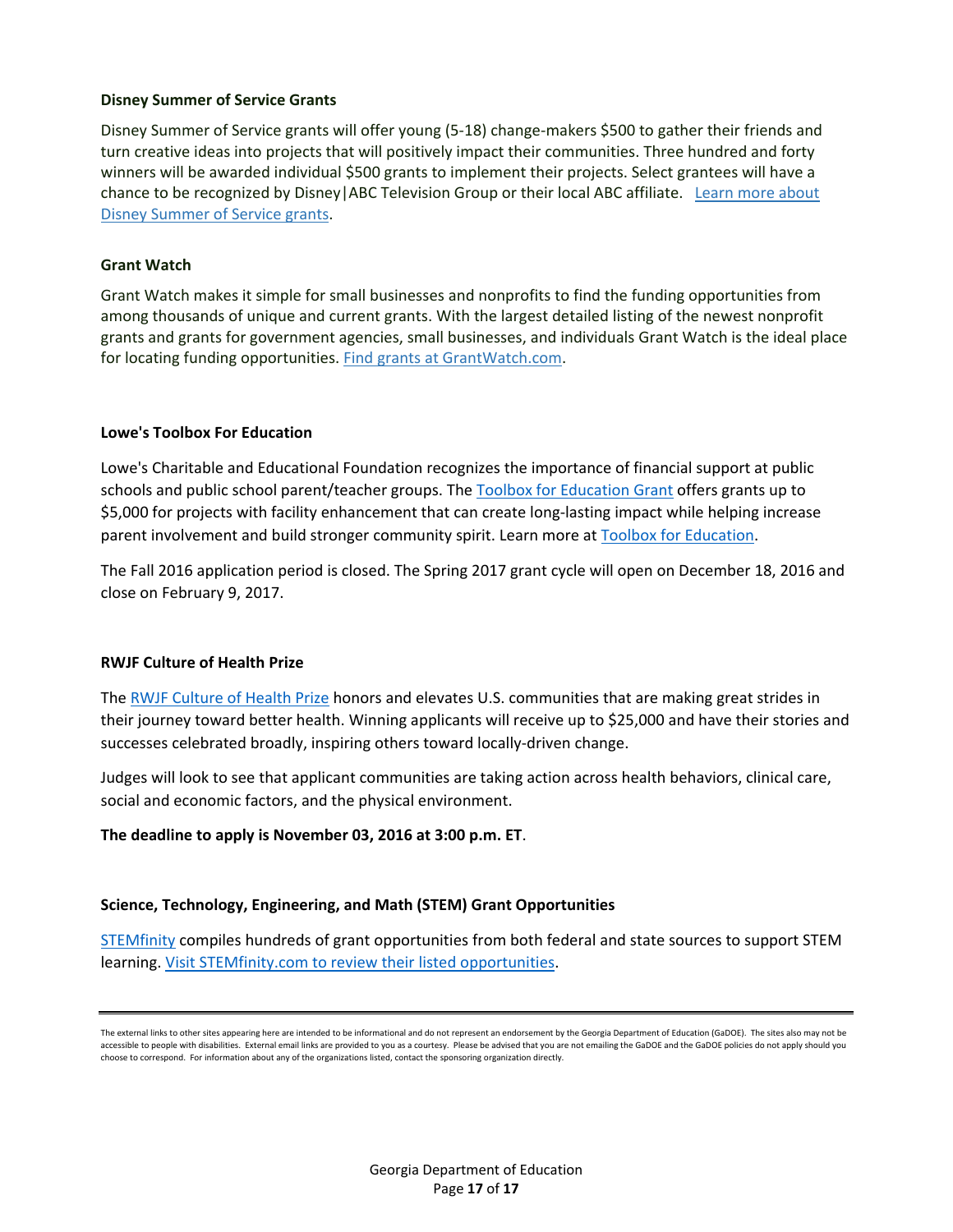**Disney Summer of Service Grants**

Disney Summer of Service grants will offer young (5-18) change-makers $500 to gather their friends and turn creative ideas into projects that will positively impact their communities. Three hundred and forty winners will be awarded individual $500 grants to implement their projects. Select grantees will have a chance to be recognized by Disney|ABC Television Group or their local ABC affiliate. Learn more about Disney Summer of Service grants.

**Grant Watch**

Grant Watch makes it simple for small businesses and nonprofits to find the funding opportunities from among thousands of unique and current grants. With the largest detailed listing of the newest nonprofit grants and grants for government agencies, small businesses, and individuals Grant Watch is the ideal place for locating funding opportunities. Find grants at GrantWatch.com.

**Lowe's Toolbox For Education**

Lowe's Charitable and Educational Foundation recognizes the importance of financial support at public schools and public school parent/teacher groups. The Toolbox for Education Grant offers grants up to $5,000 for projects with facility enhancement that can create long-lasting impact while helping increase parent involvement and build stronger community spirit. Learn more at Toolbox for Education.

The Fall 2016 application period is closed. The Spring 2017 grant cycle will open on December 18, 2016 and close on February 9, 2017.

**RWJF Culture of Health Prize**

The RWJF Culture of Health Prize honors and elevates U.S. communities that are making great strides in their journey toward better health. Winning applicants will receive up to $25,000 and have their stories and successes celebrated broadly, inspiring others toward locally-driven change.

Judges will look to see that applicant communities are taking action across health behaviors, clinical care, social and economic factors, and the physical environment.

**The deadline to apply is November 03, 2016 at 3:00 p.m. ET**.

**Science, Technology, Engineering, and Math (STEM) Grant Opportunities**

STEMfinity compiles hundreds of grant opportunities from both federal and state sources to support STEM learning. Visit STEMfinity.com to review their listed opportunities.

---

The external links to other sites appearing here are intended to be informational and do not represent an endorsement by the Georgia Department of Education (GaDOE). The sites also may not be accessible to people with disabilities. External email links are provided to you as a courtesy. Please be advised that you are not emailing the GaDOE and the GaDOE policies do not apply should you choose to correspond. For information about any of the organizations listed, contact the sponsoring organization directly.